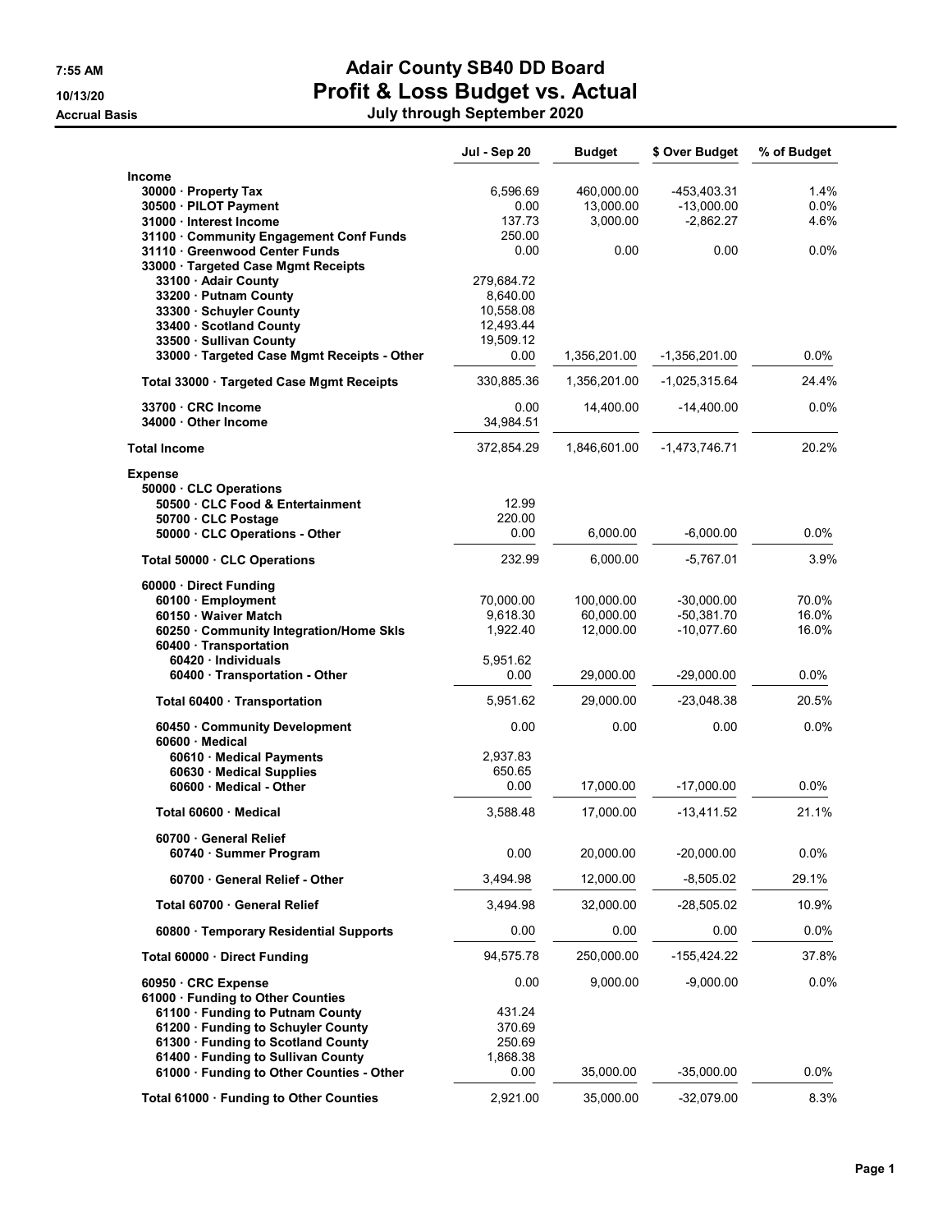7:55 AM
10/13/20
Accrual Basis

# Adair County SB40 DD Board
## Profit & Loss Budget vs. Actual
### July through September 2020

| | Jul - Sep 20 | Budget | $ Over Budget | % of Budget |
|---|---|---|---|---|
| **Income** | | | | |
| 30000 · Property Tax | 6,596.69 | 460,000.00 | -453,403.31 | 1.4% |
| 30500 · PILOT Payment | 0.00 | 13,000.00 | -13,000.00 | 0.0% |
| 31000 · Interest Income | 137.73 | 3,000.00 | -2,862.27 | 4.6% |
| 31100 · Community Engagement Conf Funds | 250.00 | | | |
| 31110 · Greenwood Center Funds | 0.00 | 0.00 | 0.00 | 0.0% |
| 33000 · Targeted Case Mgmt Receipts | | | | |
| 33100 · Adair County | 279,684.72 | | | |
| 33200 · Putnam County | 8,640.00 | | | |
| 33300 · Schuyler County | 10,558.08 | | | |
| 33400 · Scotland County | 12,493.44 | | | |
| 33500 · Sullivan County | 19,509.12 | | | |
| 33000 · Targeted Case Mgmt Receipts - Other | 0.00 | 1,356,201.00 | -1,356,201.00 | 0.0% |
| Total 33000 · Targeted Case Mgmt Receipts | 330,885.36 | 1,356,201.00 | -1,025,315.64 | 24.4% |
| 33700 · CRC Income | 0.00 | 14,400.00 | -14,400.00 | 0.0% |
| 34000 · Other Income | 34,984.51 | | | |
| **Total Income** | 372,854.29 | 1,846,601.00 | -1,473,746.71 | 20.2% |
| **Expense** | | | | |
| 50000 · CLC Operations | | | | |
| 50500 · CLC Food & Entertainment | 12.99 | | | |
| 50700 · CLC Postage | 220.00 | | | |
| 50000 · CLC Operations - Other | 0.00 | 6,000.00 | -6,000.00 | 0.0% |
| Total 50000 · CLC Operations | 232.99 | 6,000.00 | -5,767.01 | 3.9% |
| 60000 · Direct Funding | | | | |
| 60100 · Employment | 70,000.00 | 100,000.00 | -30,000.00 | 70.0% |
| 60150 · Waiver Match | 9,618.30 | 60,000.00 | -50,381.70 | 16.0% |
| 60250 · Community Integration/Home Skls | 1,922.40 | 12,000.00 | -10,077.60 | 16.0% |
| 60400 · Transportation | | | | |
| 60420 · Individuals | 5,951.62 | | | |
| 60400 · Transportation - Other | 0.00 | 29,000.00 | -29,000.00 | 0.0% |
| Total 60400 · Transportation | 5,951.62 | 29,000.00 | -23,048.38 | 20.5% |
| 60450 · Community Development | 0.00 | 0.00 | 0.00 | 0.0% |
| 60600 · Medical | | | | |
| 60610 · Medical Payments | 2,937.83 | | | |
| 60630 · Medical Supplies | 650.65 | | | |
| 60600 · Medical - Other | 0.00 | 17,000.00 | -17,000.00 | 0.0% |
| Total 60600 · Medical | 3,588.48 | 17,000.00 | -13,411.52 | 21.1% |
| 60700 · General Relief | | | | |
| 60740 · Summer Program | 0.00 | 20,000.00 | -20,000.00 | 0.0% |
| 60700 · General Relief - Other | 3,494.98 | 12,000.00 | -8,505.02 | 29.1% |
| Total 60700 · General Relief | 3,494.98 | 32,000.00 | -28,505.02 | 10.9% |
| 60800 · Temporary Residential Supports | 0.00 | 0.00 | 0.00 | 0.0% |
| Total 60000 · Direct Funding | 94,575.78 | 250,000.00 | -155,424.22 | 37.8% |
| 60950 · CRC Expense | 0.00 | 9,000.00 | -9,000.00 | 0.0% |
| 61000 · Funding to Other Counties | | | | |
| 61100 · Funding to Putnam County | 431.24 | | | |
| 61200 · Funding to Schuyler County | 370.69 | | | |
| 61300 · Funding to Scotland County | 250.69 | | | |
| 61400 · Funding to Sullivan County | 1,868.38 | | | |
| 61000 · Funding to Other Counties - Other | 0.00 | 35,000.00 | -35,000.00 | 0.0% |
| Total 61000 · Funding to Other Counties | 2,921.00 | 35,000.00 | -32,079.00 | 8.3% |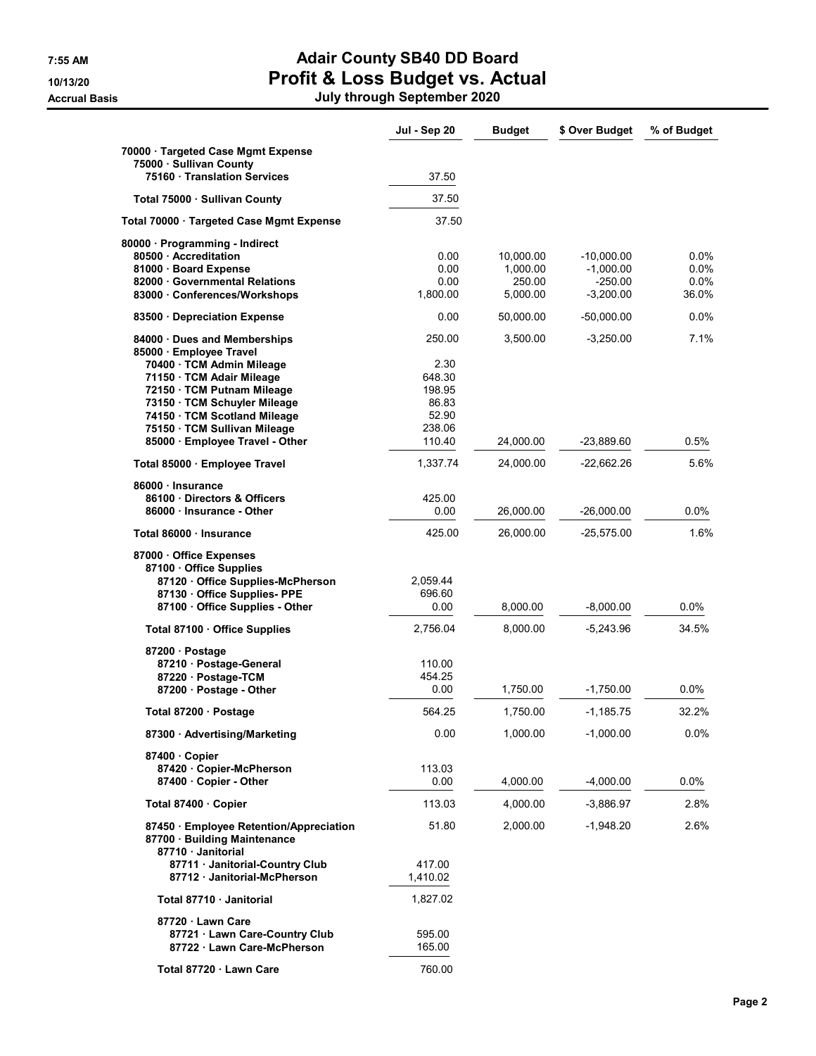# Adair County SB40 DD Board
## Profit & Loss Budget vs. Actual
### July through September 2020

7:55 AM
10/13/20
Accrual Basis

| | Jul - Sep 20 | Budget | $ Over Budget | % of Budget |
|---|---|---|---|---|
| 70000 · Targeted Case Mgmt Expense | | | | |
| 75000 · Sullivan County | | | | |
| 75160 · Translation Services | 37.50 | | | |
| Total 75000 · Sullivan County | 37.50 | | | |
| Total 70000 · Targeted Case Mgmt Expense | 37.50 | | | |
| 80000 · Programming - Indirect | | | | |
| 80500 · Accreditation | 0.00 | 10,000.00 | -10,000.00 | 0.0% |
| 81000 · Board Expense | 0.00 | 1,000.00 | -1,000.00 | 0.0% |
| 82000 · Governmental Relations | 0.00 | 250.00 | -250.00 | 0.0% |
| 83000 · Conferences/Workshops | 1,800.00 | 5,000.00 | -3,200.00 | 36.0% |
| 83500 · Depreciation Expense | 0.00 | 50,000.00 | -50,000.00 | 0.0% |
| 84000 · Dues and Memberships | 250.00 | 3,500.00 | -3,250.00 | 7.1% |
| 85000 · Employee Travel | | | | |
| 70400 · TCM Admin Mileage | 2.30 | | | |
| 71150 · TCM Adair Mileage | 648.30 | | | |
| 72150 · TCM Putnam Mileage | 198.95 | | | |
| 73150 · TCM Schuyler Mileage | 86.83 | | | |
| 74150 · TCM Scotland Mileage | 52.90 | | | |
| 75150 · TCM Sullivan Mileage | 238.06 | | | |
| 85000 · Employee Travel - Other | 110.40 | 24,000.00 | -23,889.60 | 0.5% |
| Total 85000 · Employee Travel | 1,337.74 | 24,000.00 | -22,662.26 | 5.6% |
| 86000 · Insurance | | | | |
| 86100 · Directors & Officers | 425.00 | | | |
| 86000 · Insurance - Other | 0.00 | 26,000.00 | -26,000.00 | 0.0% |
| Total 86000 · Insurance | 425.00 | 26,000.00 | -25,575.00 | 1.6% |
| 87000 · Office Expenses | | | | |
| 87100 · Office Supplies | | | | |
| 87120 · Office Supplies-McPherson | 2,059.44 | | | |
| 87130 · Office Supplies- PPE | 696.60 | | | |
| 87100 · Office Supplies - Other | 0.00 | 8,000.00 | -8,000.00 | 0.0% |
| Total 87100 · Office Supplies | 2,756.04 | 8,000.00 | -5,243.96 | 34.5% |
| 87200 · Postage | | | | |
| 87210 · Postage-General | 110.00 | | | |
| 87220 · Postage-TCM | 454.25 | | | |
| 87200 · Postage - Other | 0.00 | 1,750.00 | -1,750.00 | 0.0% |
| Total 87200 · Postage | 564.25 | 1,750.00 | -1,185.75 | 32.2% |
| 87300 · Advertising/Marketing | 0.00 | 1,000.00 | -1,000.00 | 0.0% |
| 87400 · Copier | | | | |
| 87420 · Copier-McPherson | 113.03 | | | |
| 87400 · Copier - Other | 0.00 | 4,000.00 | -4,000.00 | 0.0% |
| Total 87400 · Copier | 113.03 | 4,000.00 | -3,886.97 | 2.8% |
| 87450 · Employee Retention/Appreciation | 51.80 | 2,000.00 | -1,948.20 | 2.6% |
| 87700 · Building Maintenance | | | | |
| 87710 · Janitorial | | | | |
| 87711 · Janitorial-Country Club | 417.00 | | | |
| 87712 · Janitorial-McPherson | 1,410.02 | | | |
| Total 87710 · Janitorial | 1,827.02 | | | |
| 87720 · Lawn Care | | | | |
| 87721 · Lawn Care-Country Club | 595.00 | | | |
| 87722 · Lawn Care-McPherson | 165.00 | | | |
| Total 87720 · Lawn Care | 760.00 | | | |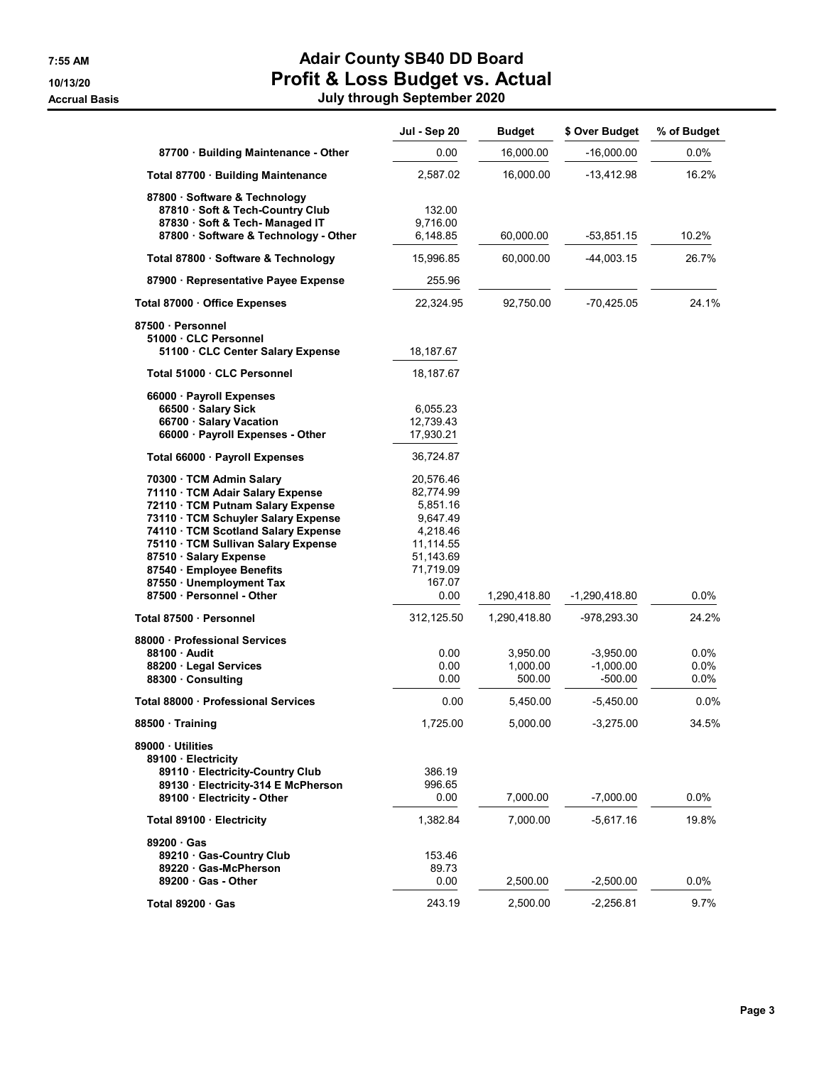# Adair County SB40 DD Board

## Profit & Loss Budget vs. Actual

### July through September 2020

7:55 AM
10/13/20
Accrual Basis

| | Jul - Sep 20 | Budget | $ Over Budget | % of Budget |
|---|---|---|---|---|
| 87700 · Building Maintenance - Other | 0.00 | 16,000.00 | -16,000.00 | 0.0% |
| Total 87700 · Building Maintenance | 2,587.02 | 16,000.00 | -13,412.98 | 16.2% |
| 87800 · Software & Technology | | | | |
| 87810 · Soft & Tech-Country Club | 132.00 | | | |
| 87830 · Soft & Tech- Managed IT | 9,716.00 | | | |
| 87800 · Software & Technology - Other | 6,148.85 | 60,000.00 | -53,851.15 | 10.2% |
| Total 87800 · Software & Technology | 15,996.85 | 60,000.00 | -44,003.15 | 26.7% |
| 87900 · Representative Payee Expense | 255.96 | | | |
| Total 87000 · Office Expenses | 22,324.95 | 92,750.00 | -70,425.05 | 24.1% |
| 87500 · Personnel | | | | |
| 51000 · CLC Personnel | | | | |
| 51100 · CLC Center Salary Expense | 18,187.67 | | | |
| Total 51000 · CLC Personnel | 18,187.67 | | | |
| 66000 · Payroll Expenses | | | | |
| 66500 · Salary Sick | 6,055.23 | | | |
| 66700 · Salary Vacation | 12,739.43 | | | |
| 66000 · Payroll Expenses - Other | 17,930.21 | | | |
| Total 66000 · Payroll Expenses | 36,724.87 | | | |
| 70300 · TCM Admin Salary | 20,576.46 | | | |
| 71110 · TCM Adair Salary Expense | 82,774.99 | | | |
| 72110 · TCM Putnam Salary Expense | 5,851.16 | | | |
| 73110 · TCM Schuyler Salary Expense | 9,647.49 | | | |
| 74110 · TCM Scotland Salary Expense | 4,218.46 | | | |
| 75110 · TCM Sullivan Salary Expense | 11,114.55 | | | |
| 87510 · Salary Expense | 51,143.69 | | | |
| 87540 · Employee Benefits | 71,719.09 | | | |
| 87550 · Unemployment Tax | 167.07 | | | |
| 87500 · Personnel - Other | 0.00 | 1,290,418.80 | -1,290,418.80 | 0.0% |
| Total 87500 · Personnel | 312,125.50 | 1,290,418.80 | -978,293.30 | 24.2% |
| 88000 · Professional Services | | | | |
| 88100 · Audit | 0.00 | 3,950.00 | -3,950.00 | 0.0% |
| 88200 · Legal Services | 0.00 | 1,000.00 | -1,000.00 | 0.0% |
| 88300 · Consulting | 0.00 | 500.00 | -500.00 | 0.0% |
| Total 88000 · Professional Services | 0.00 | 5,450.00 | -5,450.00 | 0.0% |
| 88500 · Training | 1,725.00 | 5,000.00 | -3,275.00 | 34.5% |
| 89000 · Utilities | | | | |
| 89100 · Electricity | | | | |
| 89110 · Electricity-Country Club | 386.19 | | | |
| 89130 · Electricity-314 E McPherson | 996.65 | | | |
| 89100 · Electricity - Other | 0.00 | 7,000.00 | -7,000.00 | 0.0% |
| Total 89100 · Electricity | 1,382.84 | 7,000.00 | -5,617.16 | 19.8% |
| 89200 · Gas | | | | |
| 89210 · Gas-Country Club | 153.46 | | | |
| 89220 · Gas-McPherson | 89.73 | | | |
| 89200 · Gas - Other | 0.00 | 2,500.00 | -2,500.00 | 0.0% |
| Total 89200 · Gas | 243.19 | 2,500.00 | -2,256.81 | 9.7% |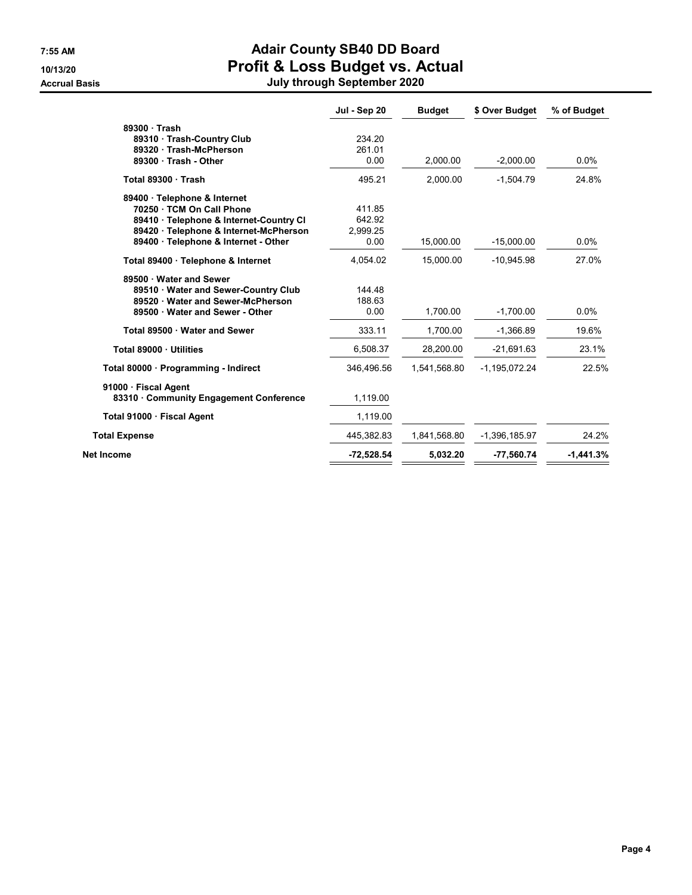7:55 AM
10/13/20
Accrual Basis

# Adair County SB40 DD Board
## Profit & Loss Budget vs. Actual
### July through September 2020

| | Jul - Sep 20 | Budget | $ Over Budget | % of Budget |
|---|---|---|---|---|
| 89300 · Trash | | | | |
| 89310 · Trash-Country Club | 234.20 | | | |
| 89320 · Trash-McPherson | 261.01 | | | |
| 89300 · Trash - Other | 0.00 | 2,000.00 | -2,000.00 | 0.0% |
| Total 89300 · Trash | 495.21 | 2,000.00 | -1,504.79 | 24.8% |
| 89400 · Telephone & Internet | | | | |
| 70250 · TCM On Call Phone | 411.85 | | | |
| 89410 · Telephone & Internet-Country Cl | 642.92 | | | |
| 89420 · Telephone & Internet-McPherson | 2,999.25 | | | |
| 89400 · Telephone & Internet - Other | 0.00 | 15,000.00 | -15,000.00 | 0.0% |
| Total 89400 · Telephone & Internet | 4,054.02 | 15,000.00 | -10,945.98 | 27.0% |
| 89500 · Water and Sewer | | | | |
| 89510 · Water and Sewer-Country Club | 144.48 | | | |
| 89520 · Water and Sewer-McPherson | 188.63 | | | |
| 89500 · Water and Sewer - Other | 0.00 | 1,700.00 | -1,700.00 | 0.0% |
| Total 89500 · Water and Sewer | 333.11 | 1,700.00 | -1,366.89 | 19.6% |
| Total 89000 · Utilities | 6,508.37 | 28,200.00 | -21,691.63 | 23.1% |
| Total 80000 · Programming - Indirect | 346,496.56 | 1,541,568.80 | -1,195,072.24 | 22.5% |
| 91000 · Fiscal Agent | | | | |
| 83310 · Community Engagement Conference | 1,119.00 | | | |
| Total 91000 · Fiscal Agent | 1,119.00 | | | |
| Total Expense | 445,382.83 | 1,841,568.80 | -1,396,185.97 | 24.2% |
| Net Income | -72,528.54 | 5,032.20 | -77,560.74 | -1,441.3% |